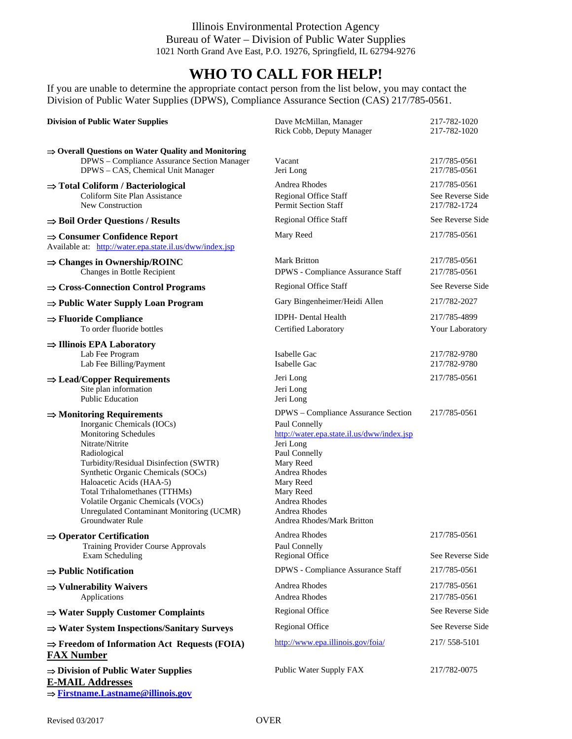Illinois Environmental Protection Agency
Bureau of Water – Division of Public Water Supplies
1021 North Grand Ave East, P.O. 19276, Springfield, IL 62794-9276

# WHO TO CALL FOR HELP!

If you are unable to determine the appropriate contact person from the list below, you may contact the Division of Public Water Supplies (DPWS), Compliance Assurance Section (CAS) 217/785-0561.

| Topic | Contact | Phone |
|---|---|---|
| **Division of Public Water Supplies** | Dave McMillan, Manager | 217-782-1020 |
| | Rick Cobb, Deputy Manager | 217-782-1020 |
| **⇒ Overall Questions on Water Quality and Monitoring** | | |
| DPWS – Compliance Assurance Section Manager | Vacant | 217/785-0561 |
| DPWS – CAS, Chemical Unit Manager | Jeri Long | 217/785-0561 |
| **⇒ Total Coliform / Bacteriological** | Andrea Rhodes | 217/785-0561 |
| Coliform Site Plan Assistance | Regional Office Staff | See Reverse Side |
| New Construction | Permit Section Staff | 217/782-1724 |
| **⇒ Boil Order Questions / Results** | Regional Office Staff | See Reverse Side |
| **⇒ Consumer Confidence Report** | Mary Reed | 217/785-0561 |
| Available at: http://water.epa.state.il.us/dww/index.jsp | | |
| **⇒ Changes in Ownership/ROINC** | Mark Britton | 217/785-0561 |
| Changes in Bottle Recipient | DPWS - Compliance Assurance Staff | 217/785-0561 |
| **⇒ Cross-Connection Control Programs** | Regional Office Staff | See Reverse Side |
| **⇒ Public Water Supply Loan Program** | Gary Bingenheimer/Heidi Allen | 217/782-2027 |
| **⇒ Fluoride Compliance** | IDPH- Dental Health | 217/785-4899 |
| To order fluoride bottles | Certified Laboratory | Your Laboratory |
| **⇒ Illinois EPA Laboratory** | | |
| Lab Fee Program | Isabelle Gac | 217/782-9780 |
| Lab Fee Billing/Payment | Isabelle Gac | 217/782-9780 |
| **⇒ Lead/Copper Requirements** | Jeri Long | 217/785-0561 |
| Site plan information | Jeri Long | |
| Public Education | Jeri Long | |
| **⇒ Monitoring Requirements** | DPWS – Compliance Assurance Section | 217/785-0561 |
| Inorganic Chemicals (IOCs) | Paul Connelly | |
| Monitoring Schedules | http://water.epa.state.il.us/dww/index.jsp | |
| Nitrate/Nitrite | Jeri Long | |
| Radiological | Paul Connelly | |
| Turbidity/Residual Disinfection (SWTR) | Mary Reed | |
| Synthetic Organic Chemicals (SOCs) | Andrea Rhodes | |
| Haloacetic Acids (HAA-5) | Mary Reed | |
| Total Trihalomethanes (TTHMs) | Mary Reed | |
| Volatile Organic Chemicals (VOCs) | Andrea Rhodes | |
| Unregulated Contaminant Monitoring (UCMR) | Andrea Rhodes | |
| Groundwater Rule | Andrea Rhodes/Mark Britton | |
| **⇒ Operator Certification** | Andrea Rhodes | 217/785-0561 |
| Training Provider Course Approvals | Paul Connelly | |
| Exam Scheduling | Regional Office | See Reverse Side |
| **⇒ Public Notification** | DPWS - Compliance Assurance Staff | 217/785-0561 |
| **⇒ Vulnerability Waivers** | Andrea Rhodes | 217/785-0561 |
| Applications | Andrea Rhodes | 217/785-0561 |
| **⇒ Water Supply Customer Complaints** | Regional Office | See Reverse Side |
| **⇒ Water System Inspections/Sanitary Surveys** | Regional Office | See Reverse Side |
| **⇒ Freedom of Information Act Requests (FOIA)** | http://www.epa.illinois.gov/foia/ | 217/ 558-5101 |

## FAX Number

| Topic | Contact | Phone |
|---|---|---|
| **⇒ Division of Public Water Supplies** | Public Water Supply FAX | 217/782-0075 |

## E-MAIL Addresses

⇒ **Firstname.Lastname@illinois.gov**

Revised 03/2017

OVER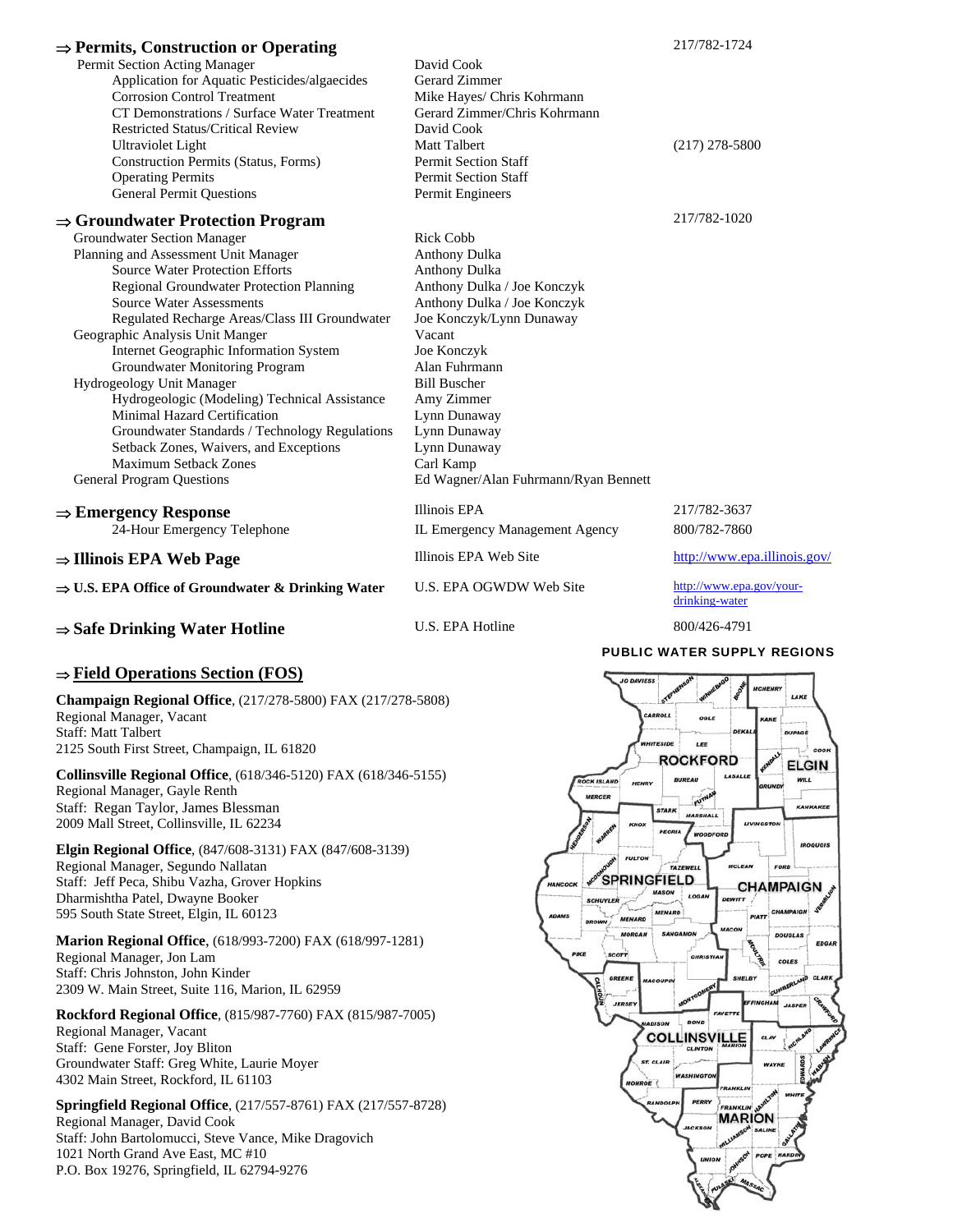## ⇒ Permits, Construction or Operating

| | | |
|---|---|---|
| **⇒ Permits, Construction or Operating** | | 217/782-1724 |
| Permit Section Acting Manager | David Cook | |
| Application for Aquatic Pesticides/algaecides | Gerard Zimmer | |
| Corrosion Control Treatment | Mike Hayes/ Chris Kohrmann | |
| CT Demonstrations / Surface Water Treatment | Gerard Zimmer/Chris Kohrmann | |
| Restricted Status/Critical Review | David Cook | |
| Ultraviolet Light | Matt Talbert | (217) 278-5800 |
| Construction Permits (Status, Forms) | Permit Section Staff | |
| Operating Permits | Permit Section Staff | |
| General Permit Questions | Permit Engineers | |
| **⇒ Groundwater Protection Program** | | 217/782-1020 |
| Groundwater Section Manager | Rick Cobb | |
| Planning and Assessment Unit Manager | Anthony Dulka | |
| Source Water Protection Efforts | Anthony Dulka | |
| Regional Groundwater Protection Planning | Anthony Dulka / Joe Konczyk | |
| Source Water Assessments | Anthony Dulka / Joe Konczyk | |
| Regulated Recharge Areas/Class III Groundwater | Joe Konczyk/Lynn Dunaway | |
| Geographic Analysis Unit Manger | Vacant | |
| Internet Geographic Information System | Joe Konczyk | |
| Groundwater Monitoring Program | Alan Fuhrmann | |
| Hydrogeology Unit Manager | Bill Buscher | |
| Hydrogeologic (Modeling) Technical Assistance | Amy Zimmer | |
| Minimal Hazard Certification | Lynn Dunaway | |
| Groundwater Standards / Technology Regulations | Lynn Dunaway | |
| Setback Zones, Waivers, and Exceptions | Lynn Dunaway | |
| Maximum Setback Zones | Carl Kamp | |
| General Program Questions | Ed Wagner/Alan Fuhrmann/Ryan Bennett | |
| **⇒ Emergency Response** | Illinois EPA | 217/782-3637 |
| 24-Hour Emergency Telephone | IL Emergency Management Agency | 800/782-7860 |
| **⇒ Illinois EPA Web Page** | Illinois EPA Web Site | http://www.epa.illinois.gov/ |
| **⇒ U.S. EPA Office of Groundwater & Drinking Water** | U.S. EPA OGWDW Web Site | http://www.epa.gov/your-drinking-water |
| **⇒ Safe Drinking Water Hotline** | U.S. EPA Hotline | 800/426-4791 |

## ⇒ Field Operations Section (FOS)

**Champaign Regional Office**, (217/278-5800) FAX (217/278-5808)
Regional Manager, Vacant
Staff: Matt Talbert
2125 South First Street, Champaign, IL 61820

**Collinsville Regional Office**, (618/346-5120) FAX (618/346-5155)
Regional Manager, Gayle Renth
Staff: Regan Taylor, James Blessman
2009 Mall Street, Collinsville, IL 62234

**Elgin Regional Office**, (847/608-3131) FAX (847/608-3139)
Regional Manager, Segundo Nallatan
Staff: Jeff Peca, Shibu Vazha, Grover Hopkins
Dharmishtha Patel, Dwayne Booker
595 South State Street, Elgin, IL 60123

**Marion Regional Office**, (618/993-7200) FAX (618/997-1281)
Regional Manager, Jon Lam
Staff: Chris Johnston, John Kinder
2309 W. Main Street, Suite 116, Marion, IL 62959

**Rockford Regional Office**, (815/987-7760) FAX (815/987-7005)
Regional Manager, Vacant
Staff: Gene Forster, Joy Bliton
Groundwater Staff: Greg White, Laurie Moyer
4302 Main Street, Rockford, IL 61103

**Springfield Regional Office**, (217/557-8761) FAX (217/557-8728)
Regional Manager, David Cook
Staff: John Bartolomucci, Steve Vance, Mike Dragovich
1021 North Grand Ave East, MC #10
P.O. Box 19276, Springfield, IL 62794-9276

**PUBLIC WATER SUPPLY REGIONS**

ROCKFORD
ELGIN
SPRINGFIELD
CHAMPAIGN
COLLINSVILLE
MARION